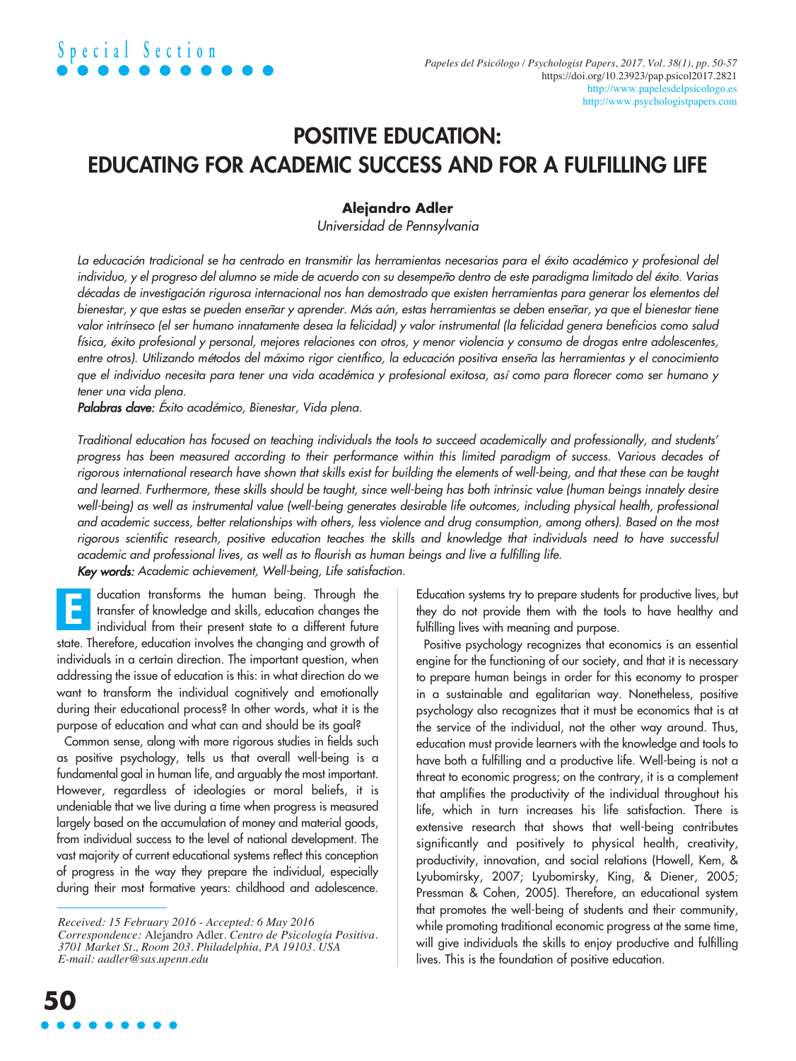# POSITIVE EDUCATION: EDUCATING FOR ACADEMIC SUCCESS AND FOR A FULFILLING LIFE

**Alejandro Adler**

*Universidad de Pennsylvania*

*La educación tradicional se ha centrado en transmitir las herramientas necesarias para el éxito académico y profesional del individuo, y el progreso del alumno se mide de acuerdo con su desempeño dentro de este paradigma limitado del éxito. Varias décadas de investigación rigurosa internacional nos han demostrado que existen herramientas para generar los elementos del bienestar, y que estas se pueden enseñar y aprender. Más aún, estas herramientas se deben enseñar, ya que el bienestar tiene valor intrínseco (el ser humano innatamente desea la felicidad) y valor instrumental (la felicidad genera beneficios como salud física, éxito profesional y personal, mejores relaciones con otros, y menor violencia y consumo de drogas entre adolescentes, entre otros). Utilizando métodos del máximo rigor científico, la educación positiva enseña las herramientas y el conocimiento que el individuo necesita para tener una vida académica y profesional exitosa, así como para florecer como ser humano y tener una vida plena.*

***Palabras clave:*** *Éxito académico, Bienestar, Vida plena.*

*Traditional education has focused on teaching individuals the tools to succeed academically and professionally, and students' progress has been measured according to their performance within this limited paradigm of success. Various decades of rigorous international research have shown that skills exist for building the elements of well-being, and that these can be taught and learned. Furthermore, these skills should be taught, since well-being has both intrinsic value (human beings innately desire well-being) as well as instrumental value (well-being generates desirable life outcomes, including physical health, professional and academic success, better relationships with others, less violence and drug consumption, among others). Based on the most rigorous scientific research, positive education teaches the skills and knowledge that individuals need to have successful academic and professional lives, as well as to flourish as human beings and live a fulfilling life.*

***Key words:*** *Academic achievement, Well-being, Life satisfaction.*

Education transforms the human being. Through the transfer of knowledge and skills, education changes the individual from their present state to a different future state. Therefore, education involves the changing and growth of individuals in a certain direction. The important question, when addressing the issue of education is this: in what direction do we want to transform the individual cognitively and emotionally during their educational process? In other words, what it is the purpose of education and what can and should be its goal?

Common sense, along with more rigorous studies in fields such as positive psychology, tells us that overall well-being is a fundamental goal in human life, and arguably the most important. However, regardless of ideologies or moral beliefs, it is undeniable that we live during a time when progress is measured largely based on the accumulation of money and material goods, from individual success to the level of national development. The vast majority of current educational systems reflect this conception of progress in the way they prepare the individual, especially during their most formative years: childhood and adolescence. Education systems try to prepare students for productive lives, but they do not provide them with the tools to have healthy and fulfilling lives with meaning and purpose.

Positive psychology recognizes that economics is an essential engine for the functioning of our society, and that it is necessary to prepare human beings in order for this economy to prosper in a sustainable and egalitarian way. Nonetheless, positive psychology also recognizes that it must be economics that is at the service of the individual, not the other way around. Thus, education must provide learners with the knowledge and tools to have both a fulfilling and a productive life. Well-being is not a threat to economic progress; on the contrary, it is a complement that amplifies the productivity of the individual throughout his life, which in turn increases his life satisfaction. There is extensive research that shows that well-being contributes significantly and positively to physical health, creativity, productivity, innovation, and social relations (Howell, Kem, & Lyubomirsky, 2007; Lyubomirsky, King, & Diener, 2005; Pressman & Cohen, 2005). Therefore, an educational system that promotes the well-being of students and their community, while promoting traditional economic progress at the same time, will give individuals the skills to enjoy productive and fulfilling lives. This is the foundation of positive education.

---

*Received: 15 February 2016 - Accepted: 6 May 2016*
*Correspondence:* Alejandro Adler. *Centro de Psicología Positiva. 3701 Market St., Room 203. Philadelphia, PA 19103. USA*
*E-mail: aadler@sas.upenn.edu*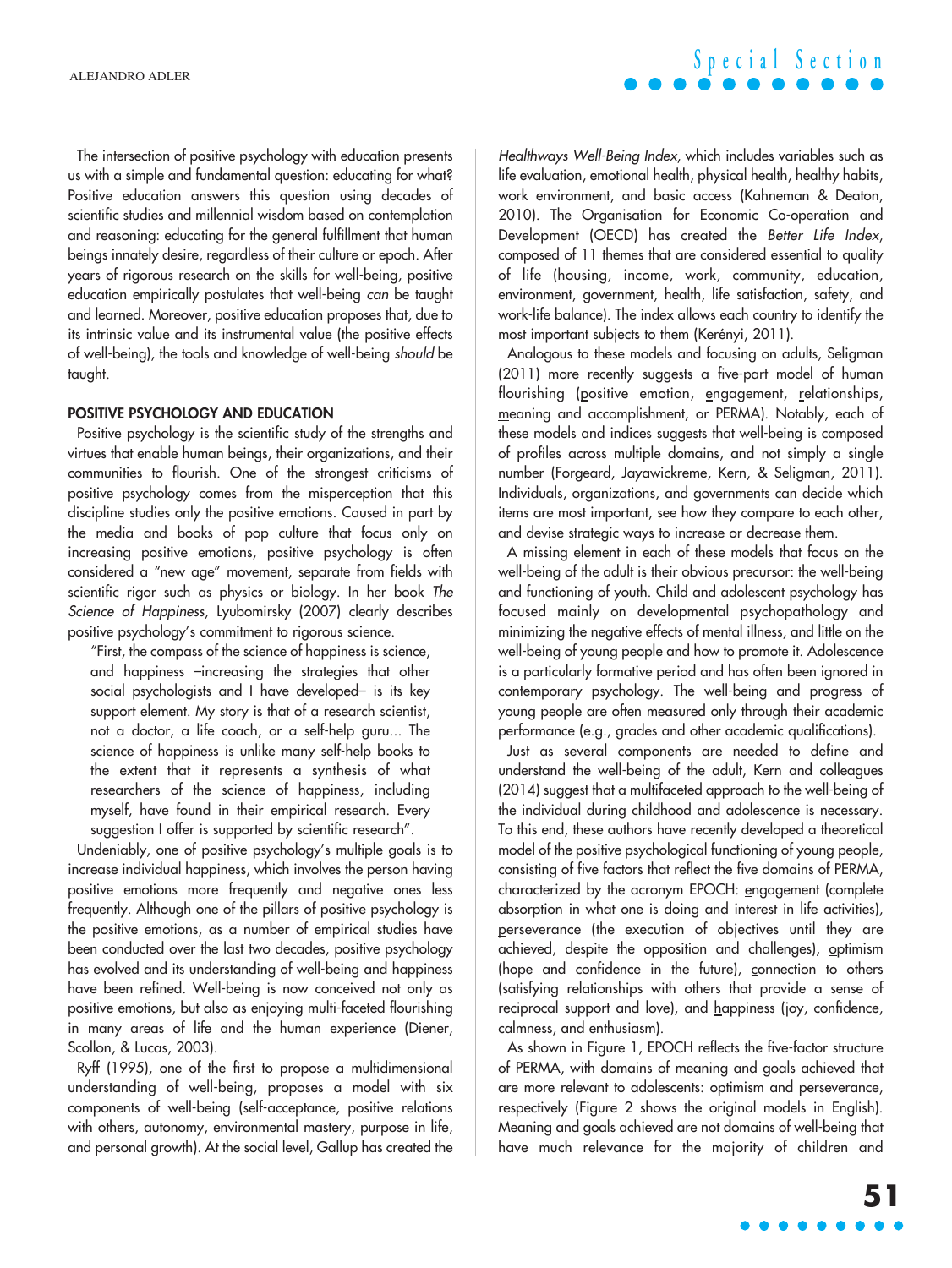The intersection of positive psychology with education presents us with a simple and fundamental question: educating for what? Positive education answers this question using decades of scientific studies and millennial wisdom based on contemplation and reasoning: educating for the general fulfillment that human beings innately desire, regardless of their culture or epoch. After years of rigorous research on the skills for well-being, positive education empirically postulates that well-being *can* be taught and learned. Moreover, positive education proposes that, due to its intrinsic value and its instrumental value (the positive effects of well-being), the tools and knowledge of well-being *should* be taught.

## POSITIVE PSYCHOLOGY AND EDUCATION

Positive psychology is the scientific study of the strengths and virtues that enable human beings, their organizations, and their communities to flourish. One of the strongest criticisms of positive psychology comes from the misperception that this discipline studies only the positive emotions. Caused in part by the media and books of pop culture that focus only on increasing positive emotions, positive psychology is often considered a "new age" movement, separate from fields with scientific rigor such as physics or biology. In her book *The Science of Happiness*, Lyubomirsky (2007) clearly describes positive psychology's commitment to rigorous science.

> "First, the compass of the science of happiness is science, and happiness –increasing the strategies that other social psychologists and I have developed– is its key support element. My story is that of a research scientist, not a doctor, a life coach, or a self-help guru... The science of happiness is unlike many self-help books to the extent that it represents a synthesis of what researchers of the science of happiness, including myself, have found in their empirical research. Every suggestion I offer is supported by scientific research".

Undeniably, one of positive psychology's multiple goals is to increase individual happiness, which involves the person having positive emotions more frequently and negative ones less frequently. Although one of the pillars of positive psychology is the positive emotions, as a number of empirical studies have been conducted over the last two decades, positive psychology has evolved and its understanding of well-being and happiness have been refined. Well-being is now conceived not only as positive emotions, but also as enjoying multi-faceted flourishing in many areas of life and the human experience (Diener, Scollon, & Lucas, 2003).

Ryff (1995), one of the first to propose a multidimensional understanding of well-being, proposes a model with six components of well-being (self-acceptance, positive relations with others, autonomy, environmental mastery, purpose in life, and personal growth). At the social level, Gallup has created the *Healthways Well-Being Index*, which includes variables such as life evaluation, emotional health, physical health, healthy habits, work environment, and basic access (Kahneman & Deaton, 2010). The Organisation for Economic Co-operation and Development (OECD) has created the *Better Life Index*, composed of 11 themes that are considered essential to quality of life (housing, income, work, community, education, environment, government, health, life satisfaction, safety, and work-life balance). The index allows each country to identify the most important subjects to them (Kerényi, 2011).

Analogous to these models and focusing on adults, Seligman (2011) more recently suggests a five-part model of human flourishing (positive emotion, engagement, relationships, meaning and accomplishment, or PERMA). Notably, each of these models and indices suggests that well-being is composed of profiles across multiple domains, and not simply a single number (Forgeard, Jayawickreme, Kern, & Seligman, 2011). Individuals, organizations, and governments can decide which items are most important, see how they compare to each other, and devise strategic ways to increase or decrease them.

A missing element in each of these models that focus on the well-being of the adult is their obvious precursor: the well-being and functioning of youth. Child and adolescent psychology has focused mainly on developmental psychopathology and minimizing the negative effects of mental illness, and little on the well-being of young people and how to promote it. Adolescence is a particularly formative period and has often been ignored in contemporary psychology. The well-being and progress of young people are often measured only through their academic performance (e.g., grades and other academic qualifications).

Just as several components are needed to define and understand the well-being of the adult, Kern and colleagues (2014) suggest that a multifaceted approach to the well-being of the individual during childhood and adolescence is necessary. To this end, these authors have recently developed a theoretical model of the positive psychological functioning of young people, consisting of five factors that reflect the five domains of PERMA, characterized by the acronym EPOCH: engagement (complete absorption in what one is doing and interest in life activities), perseverance (the execution of objectives until they are achieved, despite the opposition and challenges), optimism (hope and confidence in the future), connection to others (satisfying relationships with others that provide a sense of reciprocal support and love), and happiness (joy, confidence, calmness, and enthusiasm).

As shown in Figure 1, EPOCH reflects the five-factor structure of PERMA, with domains of meaning and goals achieved that are more relevant to adolescents: optimism and perseverance, respectively (Figure 2 shows the original models in English). Meaning and goals achieved are not domains of well-being that have much relevance for the majority of children and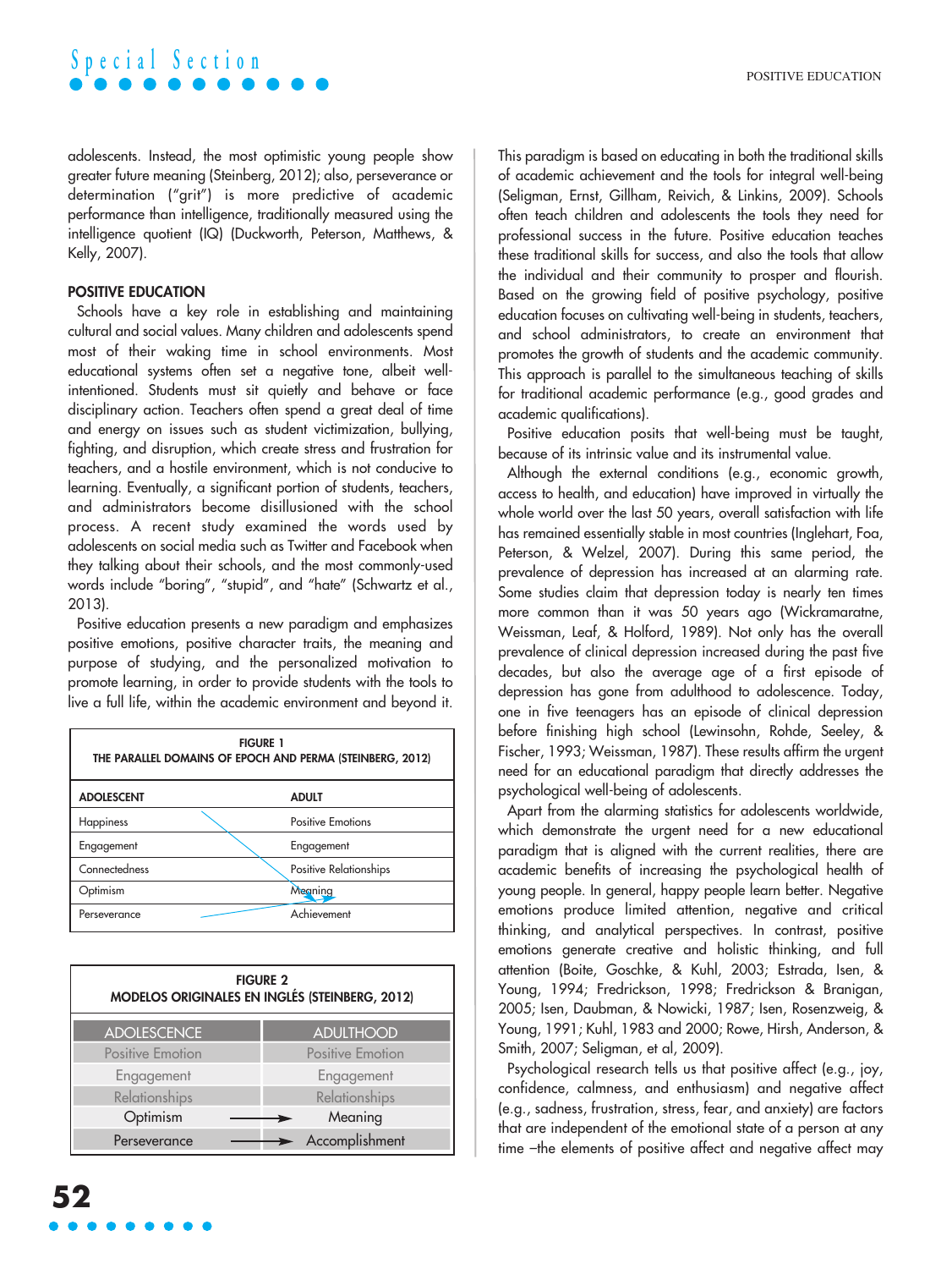adolescents. Instead, the most optimistic young people show greater future meaning (Steinberg, 2012); also, perseverance or determination ("grit") is more predictive of academic performance than intelligence, traditionally measured using the intelligence quotient (IQ) (Duckworth, Peterson, Matthews, & Kelly, 2007).

## POSITIVE EDUCATION

Schools have a key role in establishing and maintaining cultural and social values. Many children and adolescents spend most of their waking time in school environments. Most educational systems often set a negative tone, albeit well-intentioned. Students must sit quietly and behave or face disciplinary action. Teachers often spend a great deal of time and energy on issues such as student victimization, bullying, fighting, and disruption, which create stress and frustration for teachers, and a hostile environment, which is not conducive to learning. Eventually, a significant portion of students, teachers, and administrators become disillusioned with the school process. A recent study examined the words used by adolescents on social media such as Twitter and Facebook when they talking about their schools, and the most commonly-used words include "boring", "stupid", and "hate" (Schwartz et al., 2013).

Positive education presents a new paradigm and emphasizes positive emotions, positive character traits, the meaning and purpose of studying, and the personalized motivation to promote learning, in order to provide students with the tools to live a full life, within the academic environment and beyond it.

**FIGURE 1**
**THE PARALLEL DOMAINS OF EPOCH AND PERMA (STEINBERG, 2012)**

| ADOLESCENT | ADULT |
|---|---|
| Happiness | Positive Emotions |
| Engagement | Engagement |
| Connectedness | Positive Relationships |
| Optimism | Meaning |
| Perseverance | Achievement |

**FIGURE 2**
**MODELOS ORIGINALES EN INGLÉS (STEINBERG, 2012)**

| ADOLESCENCE | | ADULTHOOD |
|---|---|---|
| Positive Emotion | | Positive Emotion |
| Engagement | | Engagement |
| Relationships | | Relationships |
| Optimism | → | Meaning |
| Perseverance | → | Accomplishment |

This paradigm is based on educating in both the traditional skills of academic achievement and the tools for integral well-being (Seligman, Ernst, Gillham, Reivich, & Linkins, 2009). Schools often teach children and adolescents the tools they need for professional success in the future. Positive education teaches these traditional skills for success, and also the tools that allow the individual and their community to prosper and flourish. Based on the growing field of positive psychology, positive education focuses on cultivating well-being in students, teachers, and school administrators, to create an environment that promotes the growth of students and the academic community. This approach is parallel to the simultaneous teaching of skills for traditional academic performance (e.g., good grades and academic qualifications).

Positive education posits that well-being must be taught, because of its intrinsic value and its instrumental value.

Although the external conditions (e.g., economic growth, access to health, and education) have improved in virtually the whole world over the last 50 years, overall satisfaction with life has remained essentially stable in most countries (Inglehart, Foa, Peterson, & Welzel, 2007). During this same period, the prevalence of depression has increased at an alarming rate. Some studies claim that depression today is nearly ten times more common than it was 50 years ago (Wickramaratne, Weissman, Leaf, & Holford, 1989). Not only has the overall prevalence of clinical depression increased during the past five decades, but also the average age of a first episode of depression has gone from adulthood to adolescence. Today, one in five teenagers has an episode of clinical depression before finishing high school (Lewinsohn, Rohde, Seeley, & Fischer, 1993; Weissman, 1987). These results affirm the urgent need for an educational paradigm that directly addresses the psychological well-being of adolescents.

Apart from the alarming statistics for adolescents worldwide, which demonstrate the urgent need for a new educational paradigm that is aligned with the current realities, there are academic benefits of increasing the psychological health of young people. In general, happy people learn better. Negative emotions produce limited attention, negative and critical thinking, and analytical perspectives. In contrast, positive emotions generate creative and holistic thinking, and full attention (Boite, Goschke, & Kuhl, 2003; Estrada, Isen, & Young, 1994; Fredrickson, 1998; Fredrickson & Branigan, 2005; Isen, Daubman, & Nowicki, 1987; Isen, Rosenzweig, & Young, 1991; Kuhl, 1983 and 2000; Rowe, Hirsh, Anderson, & Smith, 2007; Seligman, et al, 2009).

Psychological research tells us that positive affect (e.g., joy, confidence, calmness, and enthusiasm) and negative affect (e.g., sadness, frustration, stress, fear, and anxiety) are factors that are independent of the emotional state of a person at any time –the elements of positive affect and negative affect may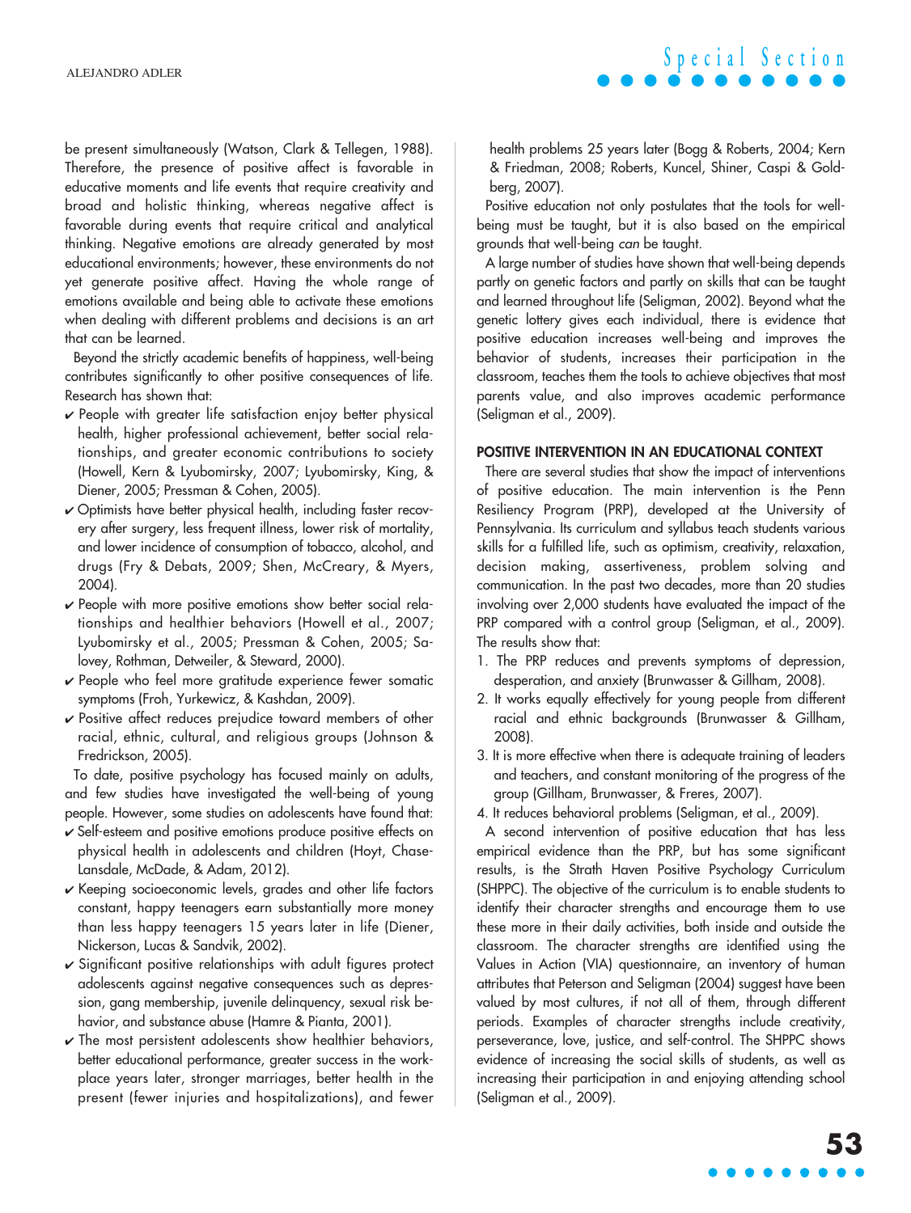be present simultaneously (Watson, Clark & Tellegen, 1988). Therefore, the presence of positive affect is favorable in educative moments and life events that require creativity and broad and holistic thinking, whereas negative affect is favorable during events that require critical and analytical thinking. Negative emotions are already generated by most educational environments; however, these environments do not yet generate positive affect. Having the whole range of emotions available and being able to activate these emotions when dealing with different problems and decisions is an art that can be learned.

Beyond the strictly academic benefits of happiness, well-being contributes significantly to other positive consequences of life. Research has shown that:

- People with greater life satisfaction enjoy better physical health, higher professional achievement, better social relationships, and greater economic contributions to society (Howell, Kern & Lyubomirsky, 2007; Lyubomirsky, King, & Diener, 2005; Pressman & Cohen, 2005).
- Optimists have better physical health, including faster recovery after surgery, less frequent illness, lower risk of mortality, and lower incidence of consumption of tobacco, alcohol, and drugs (Fry & Debats, 2009; Shen, McCreary, & Myers, 2004).
- People with more positive emotions show better social relationships and healthier behaviors (Howell et al., 2007; Lyubomirsky et al., 2005; Pressman & Cohen, 2005; Salovey, Rothman, Detweiler, & Steward, 2000).
- People who feel more gratitude experience fewer somatic symptoms (Froh, Yurkewicz, & Kashdan, 2009).
- Positive affect reduces prejudice toward members of other racial, ethnic, cultural, and religious groups (Johnson & Fredrickson, 2005).

To date, positive psychology has focused mainly on adults, and few studies have investigated the well-being of young people. However, some studies on adolescents have found that:

- Self-esteem and positive emotions produce positive effects on physical health in adolescents and children (Hoyt, Chase-Lansdale, McDade, & Adam, 2012).
- Keeping socioeconomic levels, grades and other life factors constant, happy teenagers earn substantially more money than less happy teenagers 15 years later in life (Diener, Nickerson, Lucas & Sandvik, 2002).
- Significant positive relationships with adult figures protect adolescents against negative consequences such as depression, gang membership, juvenile delinquency, sexual risk behavior, and substance abuse (Hamre & Pianta, 2001).
- The most persistent adolescents show healthier behaviors, better educational performance, greater success in the workplace years later, stronger marriages, better health in the present (fewer injuries and hospitalizations), and fewer health problems 25 years later (Bogg & Roberts, 2004; Kern & Friedman, 2008; Roberts, Kuncel, Shiner, Caspi & Goldberg, 2007).

Positive education not only postulates that the tools for well-being must be taught, but it is also based on the empirical grounds that well-being *can* be taught.

A large number of studies have shown that well-being depends partly on genetic factors and partly on skills that can be taught and learned throughout life (Seligman, 2002). Beyond what the genetic lottery gives each individual, there is evidence that positive education increases well-being and improves the behavior of students, increases their participation in the classroom, teaches them the tools to achieve objectives that most parents value, and also improves academic performance (Seligman et al., 2009).

## POSITIVE INTERVENTION IN AN EDUCATIONAL CONTEXT

There are several studies that show the impact of interventions of positive education. The main intervention is the Penn Resiliency Program (PRP), developed at the University of Pennsylvania. Its curriculum and syllabus teach students various skills for a fulfilled life, such as optimism, creativity, relaxation, decision making, assertiveness, problem solving and communication. In the past two decades, more than 20 studies involving over 2,000 students have evaluated the impact of the PRP compared with a control group (Seligman, et al., 2009). The results show that:

1. The PRP reduces and prevents symptoms of depression, desperation, and anxiety (Brunwasser & Gillham, 2008).
2. It works equally effectively for young people from different racial and ethnic backgrounds (Brunwasser & Gillham, 2008).
3. It is more effective when there is adequate training of leaders and teachers, and constant monitoring of the progress of the group (Gillham, Brunwasser, & Freres, 2007).
4. It reduces behavioral problems (Seligman, et al., 2009).

A second intervention of positive education that has less empirical evidence than the PRP, but has some significant results, is the Strath Haven Positive Psychology Curriculum (SHPPC). The objective of the curriculum is to enable students to identify their character strengths and encourage them to use these more in their daily activities, both inside and outside the classroom. The character strengths are identified using the Values in Action (VIA) questionnaire, an inventory of human attributes that Peterson and Seligman (2004) suggest have been valued by most cultures, if not all of them, through different periods. Examples of character strengths include creativity, perseverance, love, justice, and self-control. The SHPPC shows evidence of increasing the social skills of students, as well as increasing their participation in and enjoying attending school (Seligman et al., 2009).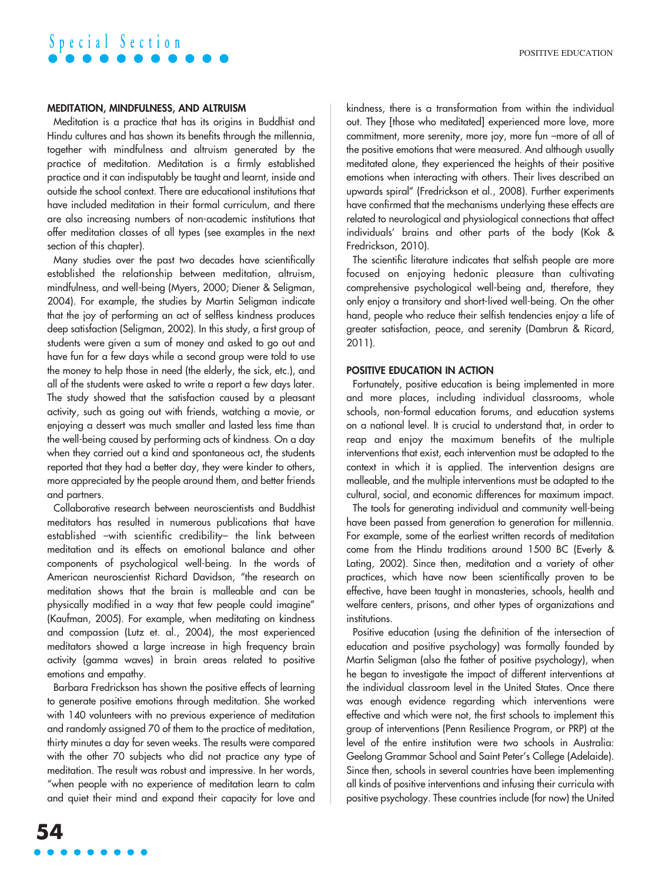## MEDITATION, MINDFULNESS, AND ALTRUISM

Meditation is a practice that has its origins in Buddhist and Hindu cultures and has shown its benefits through the millennia, together with mindfulness and altruism generated by the practice of meditation. Meditation is a firmly established practice and it can indisputably be taught and learnt, inside and outside the school context. There are educational institutions that have included meditation in their formal curriculum, and there are also increasing numbers of non-academic institutions that offer meditation classes of all types (see examples in the next section of this chapter).

Many studies over the past two decades have scientifically established the relationship between meditation, altruism, mindfulness, and well-being (Myers, 2000; Diener & Seligman, 2004). For example, the studies by Martin Seligman indicate that the joy of performing an act of selfless kindness produces deep satisfaction (Seligman, 2002). In this study, a first group of students were given a sum of money and asked to go out and have fun for a few days while a second group were told to use the money to help those in need (the elderly, the sick, etc.), and all of the students were asked to write a report a few days later. The study showed that the satisfaction caused by a pleasant activity, such as going out with friends, watching a movie, or enjoying a dessert was much smaller and lasted less time than the well-being caused by performing acts of kindness. On a day when they carried out a kind and spontaneous act, the students reported that they had a better day, they were kinder to others, more appreciated by the people around them, and better friends and partners.

Collaborative research between neuroscientists and Buddhist meditators has resulted in numerous publications that have established –with scientific credibility– the link between meditation and its effects on emotional balance and other components of psychological well-being. In the words of American neuroscientist Richard Davidson, "the research on meditation shows that the brain is malleable and can be physically modified in a way that few people could imagine" (Kaufman, 2005). For example, when meditating on kindness and compassion (Lutz et. al., 2004), the most experienced meditators showed a large increase in high frequency brain activity (gamma waves) in brain areas related to positive emotions and empathy.

Barbara Fredrickson has shown the positive effects of learning to generate positive emotions through meditation. She worked with 140 volunteers with no previous experience of meditation and randomly assigned 70 of them to the practice of meditation, thirty minutes a day for seven weeks. The results were compared with the other 70 subjects who did not practice any type of meditation. The result was robust and impressive. In her words, "when people with no experience of meditation learn to calm and quiet their mind and expand their capacity for love and kindness, there is a transformation from within the individual out. They [those who meditated] experienced more love, more commitment, more serenity, more joy, more fun –more of all of the positive emotions that were measured. And although usually meditated alone, they experienced the heights of their positive emotions when interacting with others. Their lives described an upwards spiral" (Fredrickson et al., 2008). Further experiments have confirmed that the mechanisms underlying these effects are related to neurological and physiological connections that affect individuals' brains and other parts of the body (Kok & Fredrickson, 2010).

The scientific literature indicates that selfish people are more focused on enjoying hedonic pleasure than cultivating comprehensive psychological well-being and, therefore, they only enjoy a transitory and short-lived well-being. On the other hand, people who reduce their selfish tendencies enjoy a life of greater satisfaction, peace, and serenity (Dambrun & Ricard, 2011).

## POSITIVE EDUCATION IN ACTION

Fortunately, positive education is being implemented in more and more places, including individual classrooms, whole schools, non-formal education forums, and education systems on a national level. It is crucial to understand that, in order to reap and enjoy the maximum benefits of the multiple interventions that exist, each intervention must be adapted to the context in which it is applied. The intervention designs are malleable, and the multiple interventions must be adapted to the cultural, social, and economic differences for maximum impact.

The tools for generating individual and community well-being have been passed from generation to generation for millennia. For example, some of the earliest written records of meditation come from the Hindu traditions around 1500 BC (Everly & Lating, 2002). Since then, meditation and a variety of other practices, which have now been scientifically proven to be effective, have been taught in monasteries, schools, health and welfare centers, prisons, and other types of organizations and institutions.

Positive education (using the definition of the intersection of education and positive psychology) was formally founded by Martin Seligman (also the father of positive psychology), when he began to investigate the impact of different interventions at the individual classroom level in the United States. Once there was enough evidence regarding which interventions were effective and which were not, the first schools to implement this group of interventions (Penn Resilience Program, or PRP) at the level of the entire institution were two schools in Australia: Geelong Grammar School and Saint Peter's College (Adelaide). Since then, schools in several countries have been implementing all kinds of positive interventions and infusing their curricula with positive psychology. These countries include (for now) the United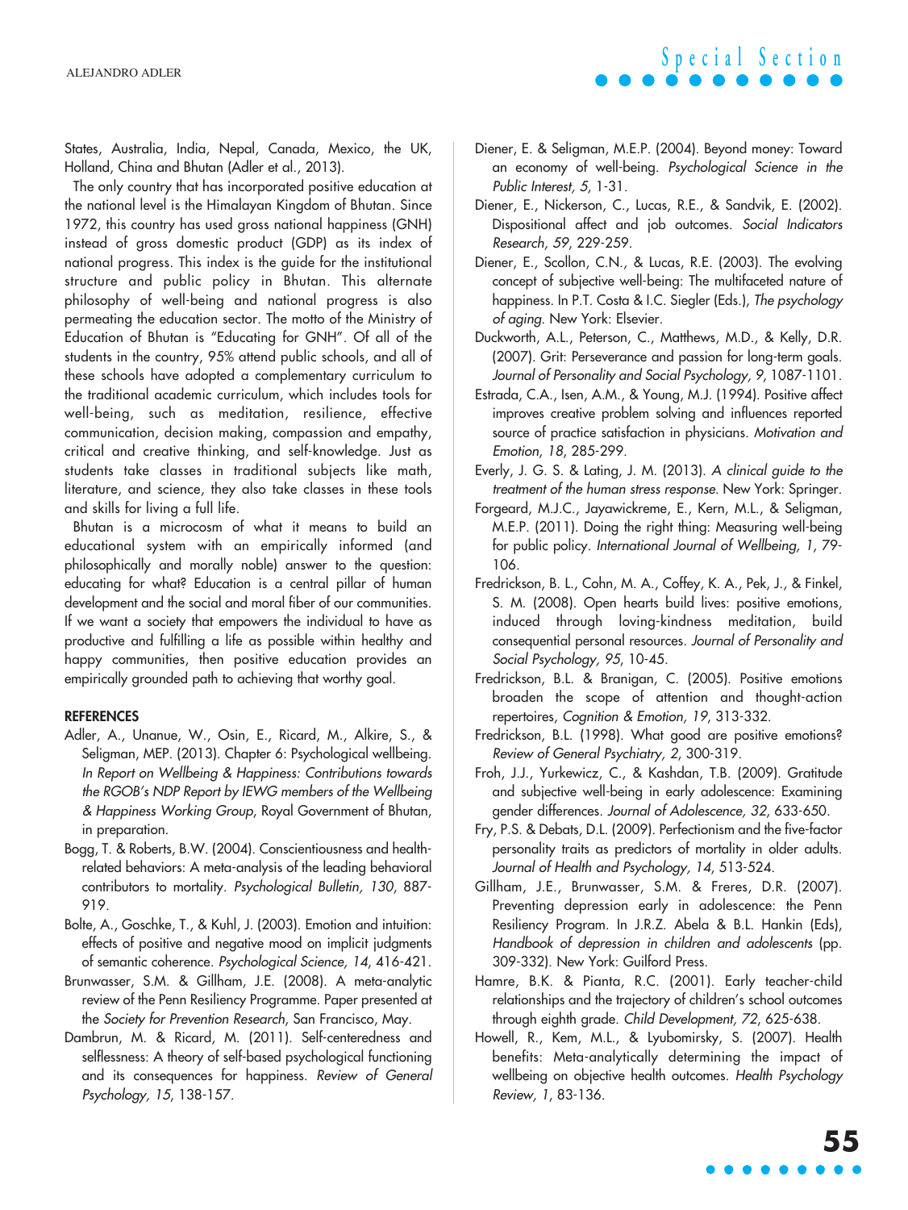States, Australia, India, Nepal, Canada, Mexico, the UK, Holland, China and Bhutan (Adler et al., 2013).

The only country that has incorporated positive education at the national level is the Himalayan Kingdom of Bhutan. Since 1972, this country has used gross national happiness (GNH) instead of gross domestic product (GDP) as its index of national progress. This index is the guide for the institutional structure and public policy in Bhutan. This alternate philosophy of well-being and national progress is also permeating the education sector. The motto of the Ministry of Education of Bhutan is "Educating for GNH". Of all of the students in the country, 95% attend public schools, and all of these schools have adopted a complementary curriculum to the traditional academic curriculum, which includes tools for well-being, such as meditation, resilience, effective communication, decision making, compassion and empathy, critical and creative thinking, and self-knowledge. Just as students take classes in traditional subjects like math, literature, and science, they also take classes in these tools and skills for living a full life.

Bhutan is a microcosm of what it means to build an educational system with an empirically informed (and philosophically and morally noble) answer to the question: educating for what? Education is a central pillar of human development and the social and moral fiber of our communities. If we want a society that empowers the individual to have as productive and fulfilling a life as possible within healthy and happy communities, then positive education provides an empirically grounded path to achieving that worthy goal.

## REFERENCES

Adler, A., Unanue, W., Osin, E., Ricard, M., Alkire, S., & Seligman, MEP. (2013). Chapter 6: Psychological wellbeing. *In Report on Wellbeing & Happiness: Contributions towards the RGOB's NDP Report by IEWG members of the Wellbeing & Happiness Working Group*, Royal Government of Bhutan, in preparation.

Bogg, T. & Roberts, B.W. (2004). Conscientiousness and health-related behaviors: A meta-analysis of the leading behavioral contributors to mortality. *Psychological Bulletin, 130*, 887-919.

Bolte, A., Goschke, T., & Kuhl, J. (2003). Emotion and intuition: effects of positive and negative mood on implicit judgments of semantic coherence. *Psychological Science, 14*, 416-421.

Brunwasser, S.M. & Gillham, J.E. (2008). A meta-analytic review of the Penn Resiliency Programme. Paper presented at the *Society for Prevention Research*, San Francisco, May.

Dambrun, M. & Ricard, M. (2011). Self-centeredness and selflessness: A theory of self-based psychological functioning and its consequences for happiness. *Review of General Psychology, 15*, 138-157.

Diener, E. & Seligman, M.E.P. (2004). Beyond money: Toward an economy of well-being. *Psychological Science in the Public Interest, 5*, 1-31.

Diener, E., Nickerson, C., Lucas, R.E., & Sandvik, E. (2002). Dispositional affect and job outcomes. *Social Indicators Research, 59*, 229-259.

Diener, E., Scollon, C.N., & Lucas, R.E. (2003). The evolving concept of subjective well-being: The multifaceted nature of happiness. In P.T. Costa & I.C. Siegler (Eds.), *The psychology of aging*. New York: Elsevier.

Duckworth, A.L., Peterson, C., Matthews, M.D., & Kelly, D.R. (2007). Grit: Perseverance and passion for long-term goals. *Journal of Personality and Social Psychology, 9*, 1087-1101.

Estrada, C.A., Isen, A.M., & Young, M.J. (1994). Positive affect improves creative problem solving and influences reported source of practice satisfaction in physicians. *Motivation and Emotion, 18*, 285-299.

Everly, J. G. S. & Lating, J. M. (2013). *A clinical guide to the treatment of the human stress response*. New York: Springer.

Forgeard, M.J.C., Jayawickreme, E., Kern, M.L., & Seligman, M.E.P. (2011). Doing the right thing: Measuring well-being for public policy. *International Journal of Wellbeing, 1*, 79-106.

Fredrickson, B. L., Cohn, M. A., Coffey, K. A., Pek, J., & Finkel, S. M. (2008). Open hearts build lives: positive emotions, induced through loving-kindness meditation, build consequential personal resources. *Journal of Personality and Social Psychology, 95*, 10-45.

Fredrickson, B.L. & Branigan, C. (2005). Positive emotions broaden the scope of attention and thought-action repertoires, *Cognition & Emotion, 19*, 313-332.

Fredrickson, B.L. (1998). What good are positive emotions? *Review of General Psychiatry, 2*, 300-319.

Froh, J.J., Yurkewicz, C., & Kashdan, T.B. (2009). Gratitude and subjective well-being in early adolescence: Examining gender differences. *Journal of Adolescence, 32*, 633-650.

Fry, P.S. & Debats, D.L. (2009). Perfectionism and the five-factor personality traits as predictors of mortality in older adults. *Journal of Health and Psychology, 14*, 513-524.

Gillham, J.E., Brunwasser, S.M. & Freres, D.R. (2007). Preventing depression early in adolescence: the Penn Resiliency Program. In J.R.Z. Abela & B.L. Hankin (Eds), *Handbook of depression in children and adolescents* (pp. 309-332). New York: Guilford Press.

Hamre, B.K. & Pianta, R.C. (2001). Early teacher-child relationships and the trajectory of children's school outcomes through eighth grade. *Child Development, 72*, 625-638.

Howell, R., Kem, M.L., & Lyubomirsky, S. (2007). Health benefits: Meta-analytically determining the impact of wellbeing on objective health outcomes. *Health Psychology Review, 1*, 83-136.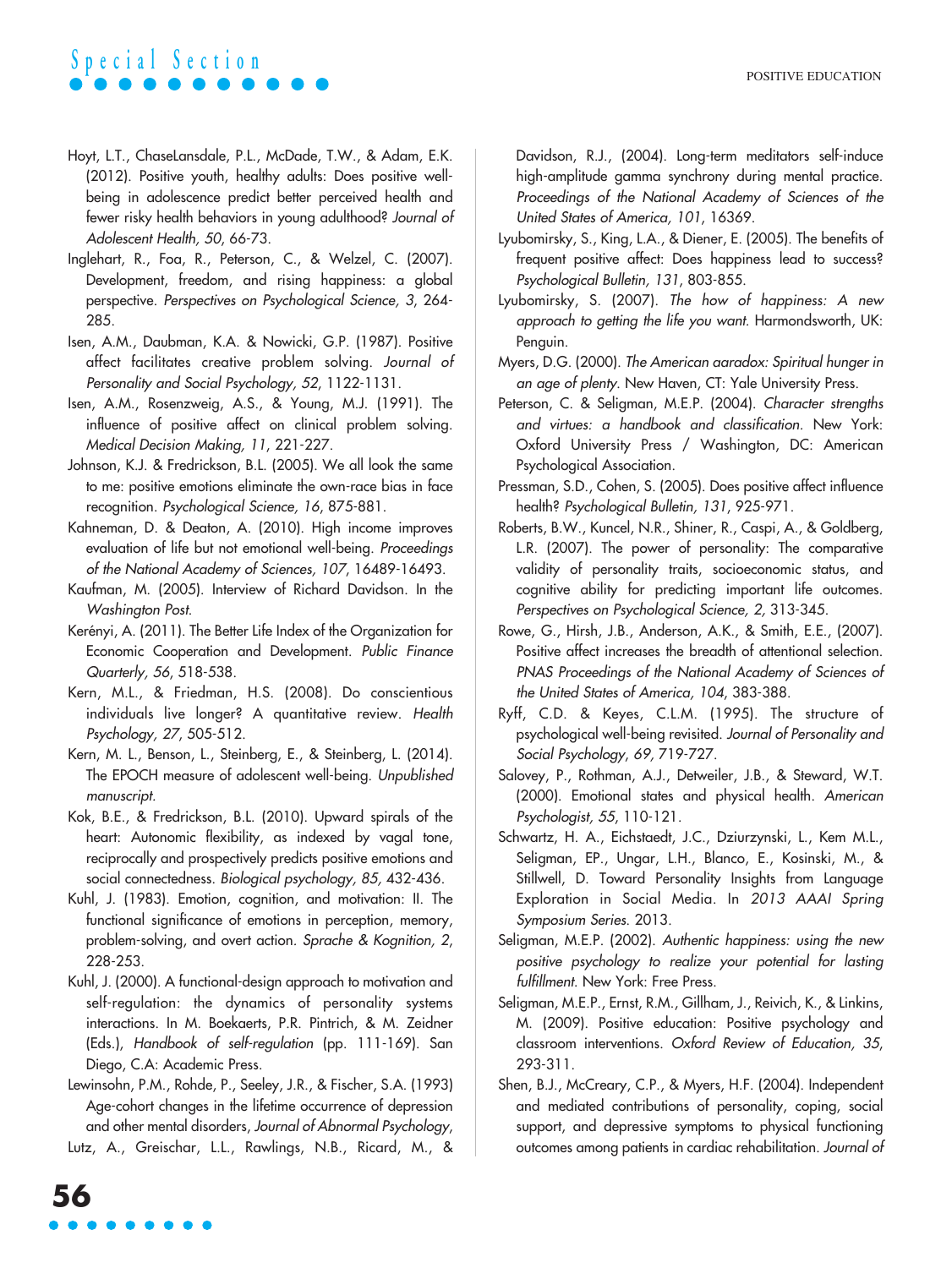Hoyt, L.T., ChaseLansdale, P.L., McDade, T.W., & Adam, E.K. (2012). Positive youth, healthy adults: Does positive well-being in adolescence predict better perceived health and fewer risky health behaviors in young adulthood? *Journal of Adolescent Health, 50*, 66-73.

Inglehart, R., Foa, R., Peterson, C., & Welzel, C. (2007). Development, freedom, and rising happiness: a global perspective. *Perspectives on Psychological Science, 3*, 264-285.

Isen, A.M., Daubman, K.A. & Nowicki, G.P. (1987). Positive affect facilitates creative problem solving. *Journal of Personality and Social Psychology, 52*, 1122-1131.

Isen, A.M., Rosenzweig, A.S., & Young, M.J. (1991). The influence of positive affect on clinical problem solving. *Medical Decision Making, 11*, 221-227.

Johnson, K.J. & Fredrickson, B.L. (2005). We all look the same to me: positive emotions eliminate the own-race bias in face recognition. *Psychological Science, 16*, 875-881.

Kahneman, D. & Deaton, A. (2010). High income improves evaluation of life but not emotional well-being. *Proceedings of the National Academy of Sciences, 107*, 16489-16493.

Kaufman, M. (2005). Interview of Richard Davidson. In the *Washington Post*.

Kerényi, A. (2011). The Better Life Index of the Organization for Economic Cooperation and Development. *Public Finance Quarterly, 56*, 518-538.

Kern, M.L., & Friedman, H.S. (2008). Do conscientious individuals live longer? A quantitative review. *Health Psychology, 27*, 505-512.

Kern, M. L., Benson, L., Steinberg, E., & Steinberg, L. (2014). The EPOCH measure of adolescent well-being. *Unpublished manuscript*.

Kok, B.E., & Fredrickson, B.L. (2010). Upward spirals of the heart: Autonomic flexibility, as indexed by vagal tone, reciprocally and prospectively predicts positive emotions and social connectedness. *Biological psychology, 85*, 432-436.

Kuhl, J. (1983). Emotion, cognition, and motivation: II. The functional significance of emotions in perception, memory, problem-solving, and overt action. *Sprache & Kognition, 2*, 228-253.

Kuhl, J. (2000). A functional-design approach to motivation and self-regulation: the dynamics of personality systems interactions. In M. Boekaerts, P.R. Pintrich, & M. Zeidner (Eds.), *Handbook of self-regulation* (pp. 111-169). San Diego, C.A: Academic Press.

Lewinsohn, P.M., Rohde, P., Seeley, J.R., & Fischer, S.A. (1993) Age-cohort changes in the lifetime occurrence of depression and other mental disorders, *Journal of Abnormal Psychology*,

Lutz, A., Greischar, L.L., Rawlings, N.B., Ricard, M., & Davidson, R.J., (2004). Long-term meditators self-induce high-amplitude gamma synchrony during mental practice. *Proceedings of the National Academy of Sciences of the United States of America, 101*, 16369.

Lyubomirsky, S., King, L.A., & Diener, E. (2005). The benefits of frequent positive affect: Does happiness lead to success? *Psychological Bulletin, 131*, 803-855.

Lyubomirsky, S. (2007). *The how of happiness: A new approach to getting the life you want.* Harmondsworth, UK: Penguin.

Myers, D.G. (2000). *The American aaradox: Spiritual hunger in an age of plenty*. New Haven, CT: Yale University Press.

Peterson, C. & Seligman, M.E.P. (2004). *Character strengths and virtues: a handbook and classification*. New York: Oxford University Press / Washington, DC: American Psychological Association.

Pressman, S.D., Cohen, S. (2005). Does positive affect influence health? *Psychological Bulletin, 131*, 925-971.

Roberts, B.W., Kuncel, N.R., Shiner, R., Caspi, A., & Goldberg, L.R. (2007). The power of personality: The comparative validity of personality traits, socioeconomic status, and cognitive ability for predicting important life outcomes. *Perspectives on Psychological Science, 2*, 313-345.

Rowe, G., Hirsh, J.B., Anderson, A.K., & Smith, E.E., (2007). Positive affect increases the breadth of attentional selection. *PNAS Proceedings of the National Academy of Sciences of the United States of America, 104*, 383-388.

Ryff, C.D. & Keyes, C.L.M. (1995). The structure of psychological well-being revisited. *Journal of Personality and Social Psychology, 69*, 719-727.

Salovey, P., Rothman, A.J., Detweiler, J.B., & Steward, W.T. (2000). Emotional states and physical health. *American Psychologist, 55*, 110-121.

Schwartz, H. A., Eichstaedt, J.C., Dziurzynski, L., Kem M.L., Seligman, M.E.P., Ungar, L.H., Blanco, E., Kosinski, M., & Stillwell, D. Toward Personality Insights from Language Exploration in Social Media. In *2013 AAAI Spring Symposium Series*. 2013.

Seligman, M.E.P. (2002). *Authentic happiness: using the new positive psychology to realize your potential for lasting fulfillment.* New York: Free Press.

Seligman, M.E.P., Ernst, R.M., Gillham, J., Reivich, K., & Linkins, M. (2009). Positive education: Positive psychology and classroom interventions. *Oxford Review of Education, 35*, 293-311.

Shen, B.J., McCreary, C.P., & Myers, H.F. (2004). Independent and mediated contributions of personality, coping, social support, and depressive symptoms to physical functioning outcomes among patients in cardiac rehabilitation. *Journal of*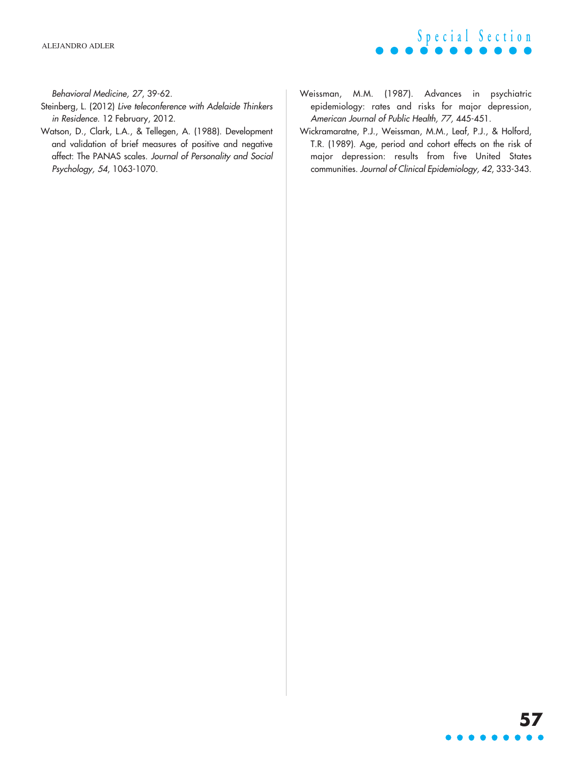*Behavioral Medicine, 27*, 39-62.

Steinberg, L. (2012) *Live teleconference with Adelaide Thinkers in Residence*. 12 February, 2012.

Watson, D., Clark, L.A., & Tellegen, A. (1988). Development and validation of brief measures of positive and negative affect: The PANAS scales. *Journal of Personality and Social Psychology, 54*, 1063-1070.

Weissman, M.M. (1987). Advances in psychiatric epidemiology: rates and risks for major depression, *American Journal of Public Health, 77,* 445-451.

Wickramaratne, P.J., Weissman, M.M., Leaf, P.J., & Holford, T.R. (1989). Age, period and cohort effects on the risk of major depression: results from five United States communities. *Journal of Clinical Epidemiology, 42*, 333-343.